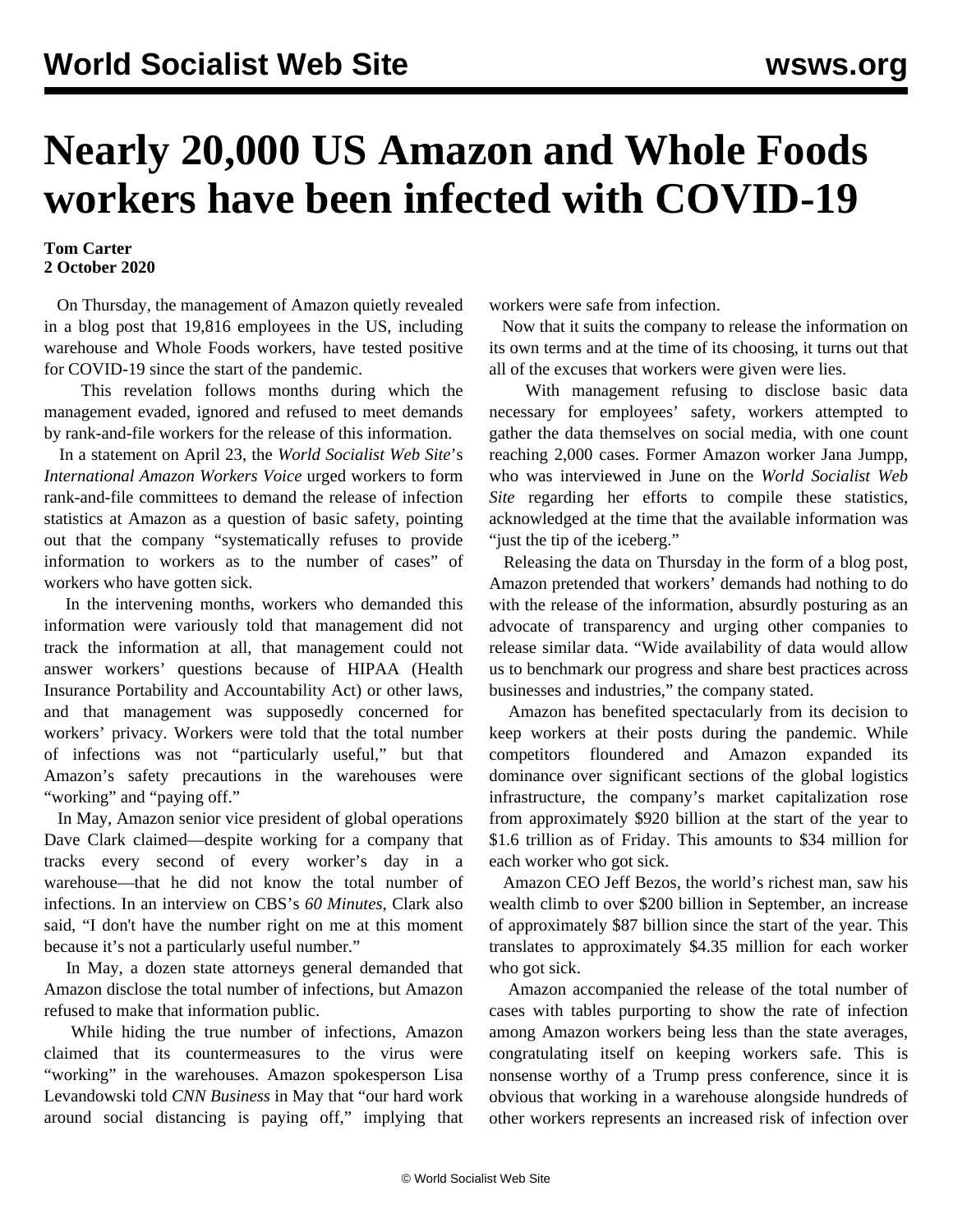# Nearly 20,000 US Amazon and Whole Foods workers have been infected with COVID-19

**Tom Carter**
**2 October 2020**

On Thursday, the management of Amazon quietly revealed in a blog post that 19,816 employees in the US, including warehouse and Whole Foods workers, have tested positive for COVID-19 since the start of the pandemic.

This revelation follows months during which the management evaded, ignored and refused to meet demands by rank-and-file workers for the release of this information.

In a statement on April 23, the *World Socialist Web Site*'s *International Amazon Workers Voice* urged workers to form rank-and-file committees to demand the release of infection statistics at Amazon as a question of basic safety, pointing out that the company "systematically refuses to provide information to workers as to the number of cases" of workers who have gotten sick.

In the intervening months, workers who demanded this information were variously told that management did not track the information at all, that management could not answer workers' questions because of HIPAA (Health Insurance Portability and Accountability Act) or other laws, and that management was supposedly concerned for workers' privacy. Workers were told that the total number of infections was not "particularly useful," but that Amazon's safety precautions in the warehouses were "working" and "paying off."

In May, Amazon senior vice president of global operations Dave Clark claimed—despite working for a company that tracks every second of every worker's day in a warehouse—that he did not know the total number of infections. In an interview on CBS's *60 Minutes*, Clark also said, "I don't have the number right on me at this moment because it's not a particularly useful number."

In May, a dozen state attorneys general demanded that Amazon disclose the total number of infections, but Amazon refused to make that information public.

While hiding the true number of infections, Amazon claimed that its countermeasures to the virus were "working" in the warehouses. Amazon spokesperson Lisa Levandowski told *CNN Business* in May that "our hard work around social distancing is paying off," implying that workers were safe from infection.

Now that it suits the company to release the information on its own terms and at the time of its choosing, it turns out that all of the excuses that workers were given were lies.

With management refusing to disclose basic data necessary for employees' safety, workers attempted to gather the data themselves on social media, with one count reaching 2,000 cases. Former Amazon worker Jana Jumpp, who was interviewed in June on the *World Socialist Web Site* regarding her efforts to compile these statistics, acknowledged at the time that the available information was "just the tip of the iceberg."

Releasing the data on Thursday in the form of a blog post, Amazon pretended that workers' demands had nothing to do with the release of the information, absurdly posturing as an advocate of transparency and urging other companies to release similar data. "Wide availability of data would allow us to benchmark our progress and share best practices across businesses and industries," the company stated.

Amazon has benefited spectacularly from its decision to keep workers at their posts during the pandemic. While competitors floundered and Amazon expanded its dominance over significant sections of the global logistics infrastructure, the company's market capitalization rose from approximately $920 billion at the start of the year to $1.6 trillion as of Friday. This amounts to $34 million for each worker who got sick.

Amazon CEO Jeff Bezos, the world's richest man, saw his wealth climb to over $200 billion in September, an increase of approximately $87 billion since the start of the year. This translates to approximately $4.35 million for each worker who got sick.

Amazon accompanied the release of the total number of cases with tables purporting to show the rate of infection among Amazon workers being less than the state averages, congratulating itself on keeping workers safe. This is nonsense worthy of a Trump press conference, since it is obvious that working in a warehouse alongside hundreds of other workers represents an increased risk of infection over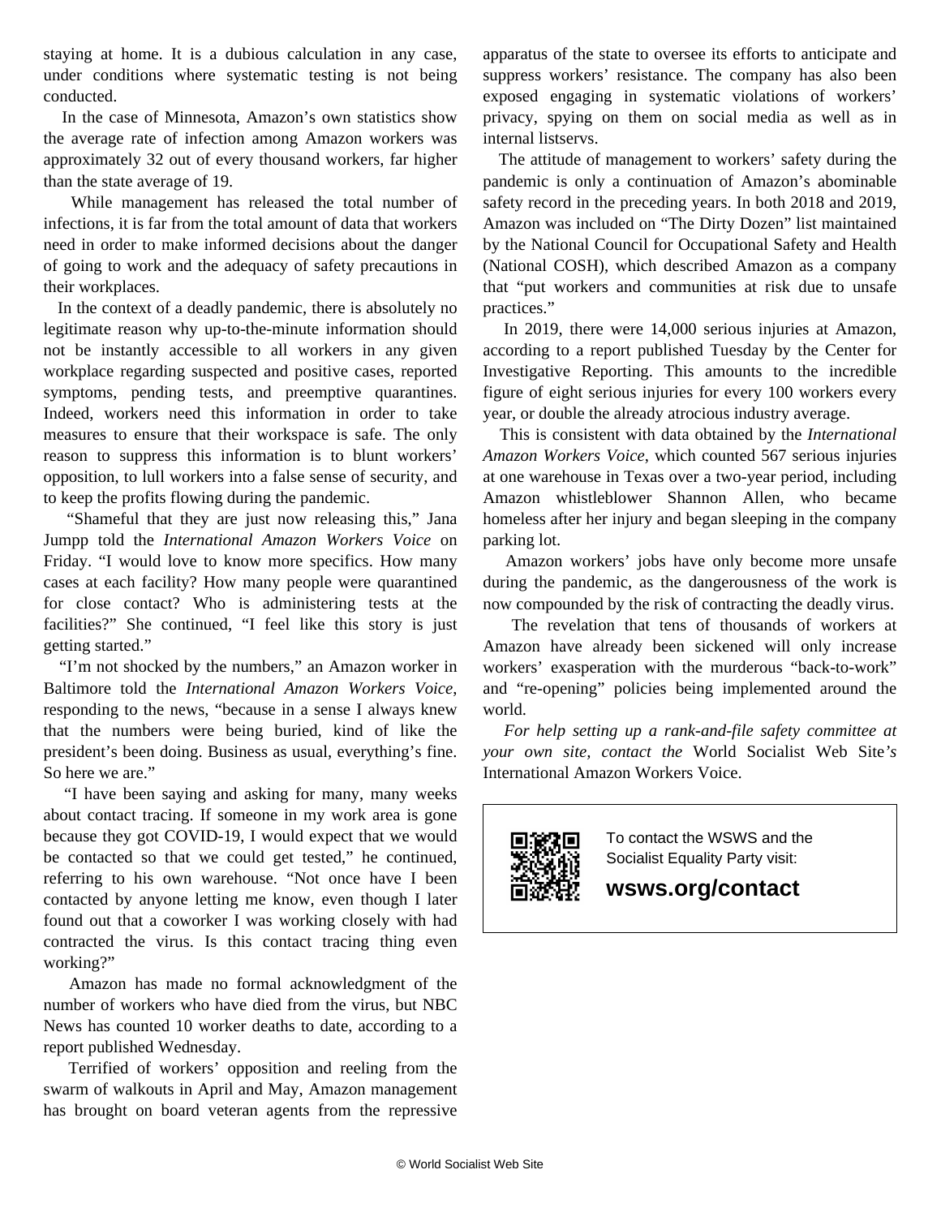staying at home. It is a dubious calculation in any case, under conditions where systematic testing is not being conducted.

In the case of Minnesota, Amazon's own statistics show the average rate of infection among Amazon workers was approximately 32 out of every thousand workers, far higher than the state average of 19.

While management has released the total number of infections, it is far from the total amount of data that workers need in order to make informed decisions about the danger of going to work and the adequacy of safety precautions in their workplaces.

In the context of a deadly pandemic, there is absolutely no legitimate reason why up-to-the-minute information should not be instantly accessible to all workers in any given workplace regarding suspected and positive cases, reported symptoms, pending tests, and preemptive quarantines. Indeed, workers need this information in order to take measures to ensure that their workspace is safe. The only reason to suppress this information is to blunt workers' opposition, to lull workers into a false sense of security, and to keep the profits flowing during the pandemic.

"Shameful that they are just now releasing this," Jana Jumpp told the *International Amazon Workers Voice* on Friday. "I would love to know more specifics. How many cases at each facility? How many people were quarantined for close contact? Who is administering tests at the facilities?" She continued, "I feel like this story is just getting started."

"I'm not shocked by the numbers," an Amazon worker in Baltimore told the *International Amazon Workers Voice*, responding to the news, "because in a sense I always knew that the numbers were being buried, kind of like the president's been doing. Business as usual, everything's fine. So here we are."

"I have been saying and asking for many, many weeks about contact tracing. If someone in my work area is gone because they got COVID-19, I would expect that we would be contacted so that we could get tested," he continued, referring to his own warehouse. "Not once have I been contacted by anyone letting me know, even though I later found out that a coworker I was working closely with had contracted the virus. Is this contact tracing thing even working?"

Amazon has made no formal acknowledgment of the number of workers who have died from the virus, but NBC News has counted 10 worker deaths to date, according to a report published Wednesday.

Terrified of workers' opposition and reeling from the swarm of walkouts in April and May, Amazon management has brought on board veteran agents from the repressive apparatus of the state to oversee its efforts to anticipate and suppress workers' resistance. The company has also been exposed engaging in systematic violations of workers' privacy, spying on them on social media as well as in internal listservs.

The attitude of management to workers' safety during the pandemic is only a continuation of Amazon's abominable safety record in the preceding years. In both 2018 and 2019, Amazon was included on "The Dirty Dozen" list maintained by the National Council for Occupational Safety and Health (National COSH), which described Amazon as a company that "put workers and communities at risk due to unsafe practices."

In 2019, there were 14,000 serious injuries at Amazon, according to a report published Tuesday by the Center for Investigative Reporting. This amounts to the incredible figure of eight serious injuries for every 100 workers every year, or double the already atrocious industry average.

This is consistent with data obtained by the *International Amazon Workers Voice*, which counted 567 serious injuries at one warehouse in Texas over a two-year period, including Amazon whistleblower Shannon Allen, who became homeless after her injury and began sleeping in the company parking lot.

Amazon workers' jobs have only become more unsafe during the pandemic, as the dangerousness of the work is now compounded by the risk of contracting the deadly virus.

The revelation that tens of thousands of workers at Amazon have already been sickened will only increase workers' exasperation with the murderous "back-to-work" and "re-opening" policies being implemented around the world.

*For help setting up a rank-and-file safety committee at your own site, contact the* World Socialist Web Site*'s* International Amazon Workers Voice.

To contact the WSWS and the Socialist Equality Party visit:

**wsws.org/contact**